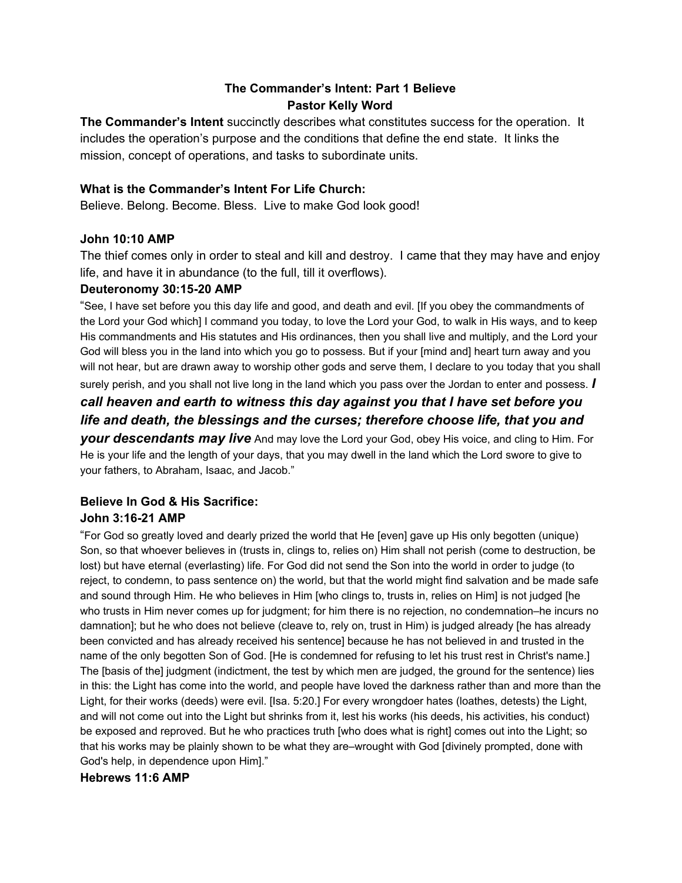# The Commander's Intent: Part 1 Believe
## Pastor Kelly Word

**The Commander's Intent** succinctly describes what constitutes success for the operation. It includes the operation's purpose and the conditions that define the end state. It links the mission, concept of operations, and tasks to subordinate units.

**What is the Commander's Intent For Life Church:**

Believe. Belong. Become. Bless. Live to make God look good!

**John 10:10 AMP**

The thief comes only in order to steal and kill and destroy. I came that they may have and enjoy life, and have it in abundance (to the full, till it overflows).

**Deuteronomy 30:15-20 AMP**

"See, I have set before you this day life and good, and death and evil. [If you obey the commandments of the Lord your God which] I command you today, to love the Lord your God, to walk in His ways, and to keep His commandments and His statutes and His ordinances, then you shall live and multiply, and the Lord your God will bless you in the land into which you go to possess. But if your [mind and] heart turn away and you will not hear, but are drawn away to worship other gods and serve them, I declare to you today that you shall surely perish, and you shall not live long in the land which you pass over the Jordan to enter and possess. ***I call heaven and earth to witness this day against you that I have set before you life and death, the blessings and the curses; therefore choose life, that you and your descendants may live*** And may love the Lord your God, obey His voice, and cling to Him. For He is your life and the length of your days, that you may dwell in the land which the Lord swore to give to your fathers, to Abraham, Isaac, and Jacob."

**Believe In God & His Sacrifice:**

**John 3:16-21 AMP**

"For God so greatly loved and dearly prized the world that He [even] gave up His only begotten (unique) Son, so that whoever believes in (trusts in, clings to, relies on) Him shall not perish (come to destruction, be lost) but have eternal (everlasting) life. For God did not send the Son into the world in order to judge (to reject, to condemn, to pass sentence on) the world, but that the world might find salvation and be made safe and sound through Him. He who believes in Him [who clings to, trusts in, relies on Him] is not judged [he who trusts in Him never comes up for judgment; for him there is no rejection, no condemnation–he incurs no damnation]; but he who does not believe (cleave to, rely on, trust in Him) is judged already [he has already been convicted and has already received his sentence] because he has not believed in and trusted in the name of the only begotten Son of God. [He is condemned for refusing to let his trust rest in Christ's name.] The [basis of the] judgment (indictment, the test by which men are judged, the ground for the sentence) lies in this: the Light has come into the world, and people have loved the darkness rather than and more than the Light, for their works (deeds) were evil. [Isa. 5:20.] For every wrongdoer hates (loathes, detests) the Light, and will not come out into the Light but shrinks from it, lest his works (his deeds, his activities, his conduct) be exposed and reproved. But he who practices truth [who does what is right] comes out into the Light; so that his works may be plainly shown to be what they are–wrought with God [divinely prompted, done with God's help, in dependence upon Him]."

**Hebrews 11:6 AMP**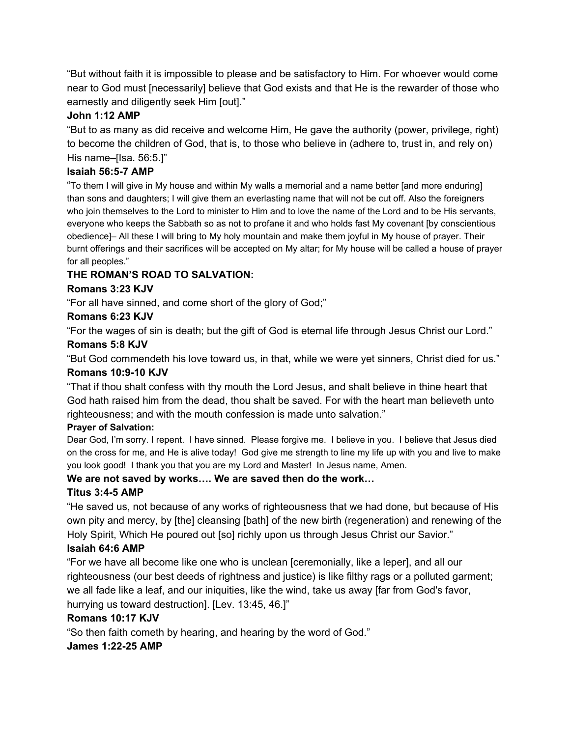"But without faith it is impossible to please and be satisfactory to Him. For whoever would come near to God must [necessarily] believe that God exists and that He is the rewarder of those who earnestly and diligently seek Him [out]."

**John 1:12 AMP**

"But to as many as did receive and welcome Him, He gave the authority (power, privilege, right) to become the children of God, that is, to those who believe in (adhere to, trust in, and rely on) His name–[Isa. 56:5.]"

**Isaiah 56:5-7 AMP**

"To them I will give in My house and within My walls a memorial and a name better [and more enduring] than sons and daughters; I will give them an everlasting name that will not be cut off. Also the foreigners who join themselves to the Lord to minister to Him and to love the name of the Lord and to be His servants, everyone who keeps the Sabbath so as not to profane it and who holds fast My covenant [by conscientious obedience]– All these I will bring to My holy mountain and make them joyful in My house of prayer. Their burnt offerings and their sacrifices will be accepted on My altar; for My house will be called a house of prayer for all peoples."

**THE ROMAN'S ROAD TO SALVATION:**

**Romans 3:23 KJV**

"For all have sinned, and come short of the glory of God;"

**Romans 6:23 KJV**

"For the wages of sin is death; but the gift of God is eternal life through Jesus Christ our Lord."

**Romans 5:8 KJV**

"But God commendeth his love toward us, in that, while we were yet sinners, Christ died for us."

**Romans 10:9-10 KJV**

"That if thou shalt confess with thy mouth the Lord Jesus, and shalt believe in thine heart that God hath raised him from the dead, thou shalt be saved. For with the heart man believeth unto righteousness; and with the mouth confession is made unto salvation."

**Prayer of Salvation:**

Dear God, I'm sorry. I repent. I have sinned. Please forgive me. I believe in you. I believe that Jesus died on the cross for me, and He is alive today! God give me strength to line my life up with you and live to make you look good! I thank you that you are my Lord and Master! In Jesus name, Amen.

**We are not saved by works…. We are saved then do the work…**

**Titus 3:4-5 AMP**

"He saved us, not because of any works of righteousness that we had done, but because of His own pity and mercy, by [the] cleansing [bath] of the new birth (regeneration) and renewing of the Holy Spirit, Which He poured out [so] richly upon us through Jesus Christ our Savior."

**Isaiah 64:6 AMP**

"For we have all become like one who is unclean [ceremonially, like a leper], and all our righteousness (our best deeds of rightness and justice) is like filthy rags or a polluted garment; we all fade like a leaf, and our iniquities, like the wind, take us away [far from God's favor, hurrying us toward destruction]. [Lev. 13:45, 46.]"

**Romans 10:17 KJV**

"So then faith cometh by hearing, and hearing by the word of God."

**James 1:22-25 AMP**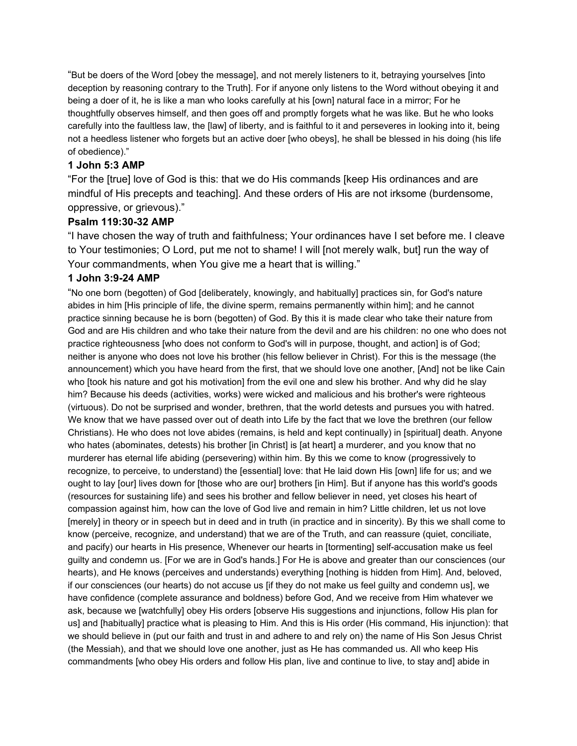"But be doers of the Word [obey the message], and not merely listeners to it, betraying yourselves [into deception by reasoning contrary to the Truth]. For if anyone only listens to the Word without obeying it and being a doer of it, he is like a man who looks carefully at his [own] natural face in a mirror; For he thoughtfully observes himself, and then goes off and promptly forgets what he was like. But he who looks carefully into the faultless law, the [law] of liberty, and is faithful to it and perseveres in looking into it, being not a heedless listener who forgets but an active doer [who obeys], he shall be blessed in his doing (his life of obedience)."

**1 John 5:3 AMP**

"For the [true] love of God is this: that we do His commands [keep His ordinances and are mindful of His precepts and teaching]. And these orders of His are not irksome (burdensome, oppressive, or grievous)."

**Psalm 119:30-32 AMP**

"I have chosen the way of truth and faithfulness; Your ordinances have I set before me. I cleave to Your testimonies; O Lord, put me not to shame! I will [not merely walk, but] run the way of Your commandments, when You give me a heart that is willing."

**1 John 3:9-24 AMP**

"No one born (begotten) of God [deliberately, knowingly, and habitually] practices sin, for God's nature abides in him [His principle of life, the divine sperm, remains permanently within him]; and he cannot practice sinning because he is born (begotten) of God. By this it is made clear who take their nature from God and are His children and who take their nature from the devil and are his children: no one who does not practice righteousness [who does not conform to God's will in purpose, thought, and action] is of God; neither is anyone who does not love his brother (his fellow believer in Christ). For this is the message (the announcement) which you have heard from the first, that we should love one another, [And] not be like Cain who [took his nature and got his motivation] from the evil one and slew his brother. And why did he slay him? Because his deeds (activities, works) were wicked and malicious and his brother's were righteous (virtuous). Do not be surprised and wonder, brethren, that the world detests and pursues you with hatred. We know that we have passed over out of death into Life by the fact that we love the brethren (our fellow Christians). He who does not love abides (remains, is held and kept continually) in [spiritual] death. Anyone who hates (abominates, detests) his brother [in Christ] is [at heart] a murderer, and you know that no murderer has eternal life abiding (persevering) within him. By this we come to know (progressively to recognize, to perceive, to understand) the [essential] love: that He laid down His [own] life for us; and we ought to lay [our] lives down for [those who are our] brothers [in Him]. But if anyone has this world's goods (resources for sustaining life) and sees his brother and fellow believer in need, yet closes his heart of compassion against him, how can the love of God live and remain in him? Little children, let us not love [merely] in theory or in speech but in deed and in truth (in practice and in sincerity). By this we shall come to know (perceive, recognize, and understand) that we are of the Truth, and can reassure (quiet, conciliate, and pacify) our hearts in His presence, Whenever our hearts in [tormenting] self-accusation make us feel guilty and condemn us. [For we are in God's hands.] For He is above and greater than our consciences (our hearts), and He knows (perceives and understands) everything [nothing is hidden from Him]. And, beloved, if our consciences (our hearts) do not accuse us [if they do not make us feel guilty and condemn us], we have confidence (complete assurance and boldness) before God, And we receive from Him whatever we ask, because we [watchfully] obey His orders [observe His suggestions and injunctions, follow His plan for us] and [habitually] practice what is pleasing to Him. And this is His order (His command, His injunction): that we should believe in (put our faith and trust in and adhere to and rely on) the name of His Son Jesus Christ (the Messiah), and that we should love one another, just as He has commanded us. All who keep His commandments [who obey His orders and follow His plan, live and continue to live, to stay and] abide in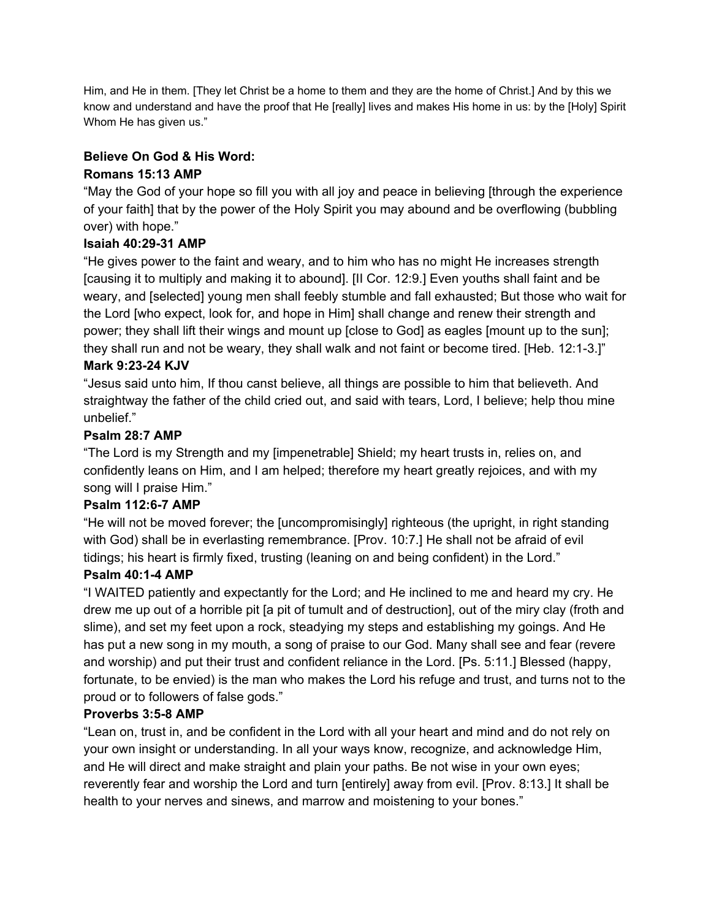Him, and He in them. [They let Christ be a home to them and they are the home of Christ.] And by this we know and understand and have the proof that He [really] lives and makes His home in us: by the [Holy] Spirit Whom He has given us."

**Believe On God & His Word:**

**Romans 15:13 AMP**

"May the God of your hope so fill you with all joy and peace in believing [through the experience of your faith] that by the power of the Holy Spirit you may abound and be overflowing (bubbling over) with hope."

**Isaiah 40:29-31 AMP**

"He gives power to the faint and weary, and to him who has no might He increases strength [causing it to multiply and making it to abound]. [II Cor. 12:9.] Even youths shall faint and be weary, and [selected] young men shall feebly stumble and fall exhausted; But those who wait for the Lord [who expect, look for, and hope in Him] shall change and renew their strength and power; they shall lift their wings and mount up [close to God] as eagles [mount up to the sun]; they shall run and not be weary, they shall walk and not faint or become tired. [Heb. 12:1-3.]"

**Mark 9:23-24 KJV**

"Jesus said unto him, If thou canst believe, all things are possible to him that believeth. And straightway the father of the child cried out, and said with tears, Lord, I believe; help thou mine unbelief."

**Psalm 28:7 AMP**

"The Lord is my Strength and my [impenetrable] Shield; my heart trusts in, relies on, and confidently leans on Him, and I am helped; therefore my heart greatly rejoices, and with my song will I praise Him."

**Psalm 112:6-7 AMP**

"He will not be moved forever; the [uncompromisingly] righteous (the upright, in right standing with God) shall be in everlasting remembrance. [Prov. 10:7.] He shall not be afraid of evil tidings; his heart is firmly fixed, trusting (leaning on and being confident) in the Lord."

**Psalm 40:1-4 AMP**

"I WAITED patiently and expectantly for the Lord; and He inclined to me and heard my cry. He drew me up out of a horrible pit [a pit of tumult and of destruction], out of the miry clay (froth and slime), and set my feet upon a rock, steadying my steps and establishing my goings. And He has put a new song in my mouth, a song of praise to our God. Many shall see and fear (revere and worship) and put their trust and confident reliance in the Lord. [Ps. 5:11.] Blessed (happy, fortunate, to be envied) is the man who makes the Lord his refuge and trust, and turns not to the proud or to followers of false gods."

**Proverbs 3:5-8 AMP**

"Lean on, trust in, and be confident in the Lord with all your heart and mind and do not rely on your own insight or understanding. In all your ways know, recognize, and acknowledge Him, and He will direct and make straight and plain your paths. Be not wise in your own eyes; reverently fear and worship the Lord and turn [entirely] away from evil. [Prov. 8:13.] It shall be health to your nerves and sinews, and marrow and moistening to your bones."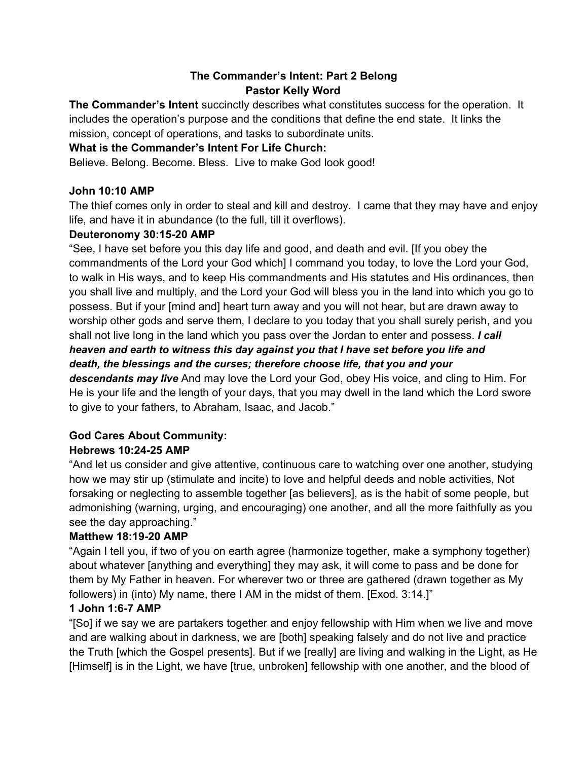# The Commander's Intent: Part 2 Belong
## Pastor Kelly Word

**The Commander's Intent** succinctly describes what constitutes success for the operation. It includes the operation's purpose and the conditions that define the end state. It links the mission, concept of operations, and tasks to subordinate units.

**What is the Commander's Intent For Life Church:**

Believe. Belong. Become. Bless. Live to make God look good!

**John 10:10 AMP**

The thief comes only in order to steal and kill and destroy. I came that they may have and enjoy life, and have it in abundance (to the full, till it overflows).

**Deuteronomy 30:15-20 AMP**

"See, I have set before you this day life and good, and death and evil. [If you obey the commandments of the Lord your God which] I command you today, to love the Lord your God, to walk in His ways, and to keep His commandments and His statutes and His ordinances, then you shall live and multiply, and the Lord your God will bless you in the land into which you go to possess. But if your [mind and] heart turn away and you will not hear, but are drawn away to worship other gods and serve them, I declare to you today that you shall surely perish, and you shall not live long in the land which you pass over the Jordan to enter and possess. ***I call heaven and earth to witness this day against you that I have set before you life and death, the blessings and the curses; therefore choose life, that you and your descendants may live*** And may love the Lord your God, obey His voice, and cling to Him. For He is your life and the length of your days, that you may dwell in the land which the Lord swore to give to your fathers, to Abraham, Isaac, and Jacob."

**God Cares About Community:**

**Hebrews 10:24-25 AMP**

"And let us consider and give attentive, continuous care to watching over one another, studying how we may stir up (stimulate and incite) to love and helpful deeds and noble activities, Not forsaking or neglecting to assemble together [as believers], as is the habit of some people, but admonishing (warning, urging, and encouraging) one another, and all the more faithfully as you see the day approaching."

**Matthew 18:19-20 AMP**

"Again I tell you, if two of you on earth agree (harmonize together, make a symphony together) about whatever [anything and everything] they may ask, it will come to pass and be done for them by My Father in heaven. For wherever two or three are gathered (drawn together as My followers) in (into) My name, there I AM in the midst of them. [Exod. 3:14.]"

**1 John 1:6-7 AMP**

"[So] if we say we are partakers together and enjoy fellowship with Him when we live and move and are walking about in darkness, we are [both] speaking falsely and do not live and practice the Truth [which the Gospel presents]. But if we [really] are living and walking in the Light, as He [Himself] is in the Light, we have [true, unbroken] fellowship with one another, and the blood of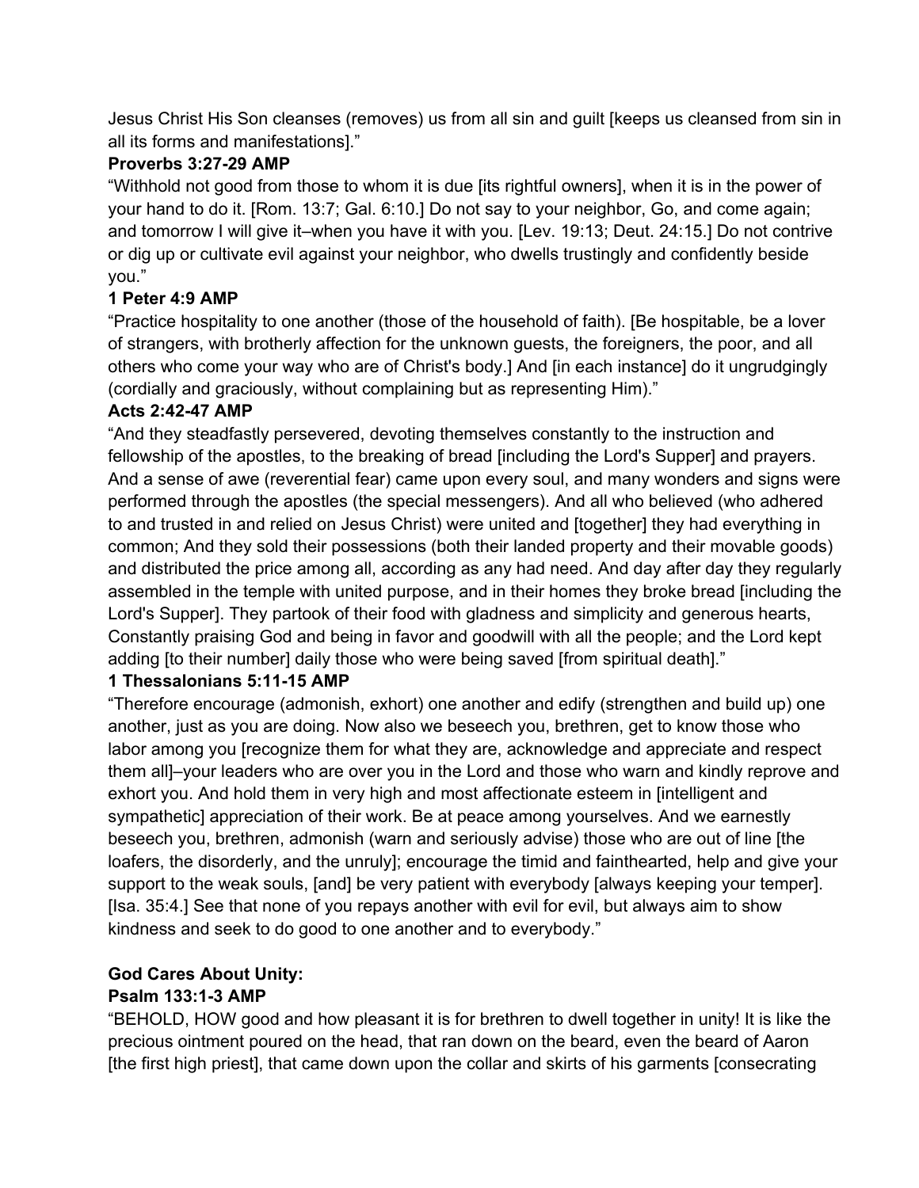Jesus Christ His Son cleanses (removes) us from all sin and guilt [keeps us cleansed from sin in all its forms and manifestations]."

**Proverbs 3:27-29 AMP**

"Withhold not good from those to whom it is due [its rightful owners], when it is in the power of your hand to do it. [Rom. 13:7; Gal. 6:10.] Do not say to your neighbor, Go, and come again; and tomorrow I will give it–when you have it with you. [Lev. 19:13; Deut. 24:15.] Do not contrive or dig up or cultivate evil against your neighbor, who dwells trustingly and confidently beside you."

**1 Peter 4:9 AMP**

"Practice hospitality to one another (those of the household of faith). [Be hospitable, be a lover of strangers, with brotherly affection for the unknown guests, the foreigners, the poor, and all others who come your way who are of Christ's body.] And [in each instance] do it ungrudgingly (cordially and graciously, without complaining but as representing Him)."

**Acts 2:42-47 AMP**

"And they steadfastly persevered, devoting themselves constantly to the instruction and fellowship of the apostles, to the breaking of bread [including the Lord's Supper] and prayers. And a sense of awe (reverential fear) came upon every soul, and many wonders and signs were performed through the apostles (the special messengers). And all who believed (who adhered to and trusted in and relied on Jesus Christ) were united and [together] they had everything in common; And they sold their possessions (both their landed property and their movable goods) and distributed the price among all, according as any had need. And day after day they regularly assembled in the temple with united purpose, and in their homes they broke bread [including the Lord's Supper]. They partook of their food with gladness and simplicity and generous hearts, Constantly praising God and being in favor and goodwill with all the people; and the Lord kept adding [to their number] daily those who were being saved [from spiritual death]."

**1 Thessalonians 5:11-15 AMP**

"Therefore encourage (admonish, exhort) one another and edify (strengthen and build up) one another, just as you are doing. Now also we beseech you, brethren, get to know those who labor among you [recognize them for what they are, acknowledge and appreciate and respect them all]–your leaders who are over you in the Lord and those who warn and kindly reprove and exhort you. And hold them in very high and most affectionate esteem in [intelligent and sympathetic] appreciation of their work. Be at peace among yourselves. And we earnestly beseech you, brethren, admonish (warn and seriously advise) those who are out of line [the loafers, the disorderly, and the unruly]; encourage the timid and fainthearted, help and give your support to the weak souls, [and] be very patient with everybody [always keeping your temper]. [Isa. 35:4.] See that none of you repays another with evil for evil, but always aim to show kindness and seek to do good to one another and to everybody."

**God Cares About Unity:**

**Psalm 133:1-3 AMP**

"BEHOLD, HOW good and how pleasant it is for brethren to dwell together in unity! It is like the precious ointment poured on the head, that ran down on the beard, even the beard of Aaron [the first high priest], that came down upon the collar and skirts of his garments [consecrating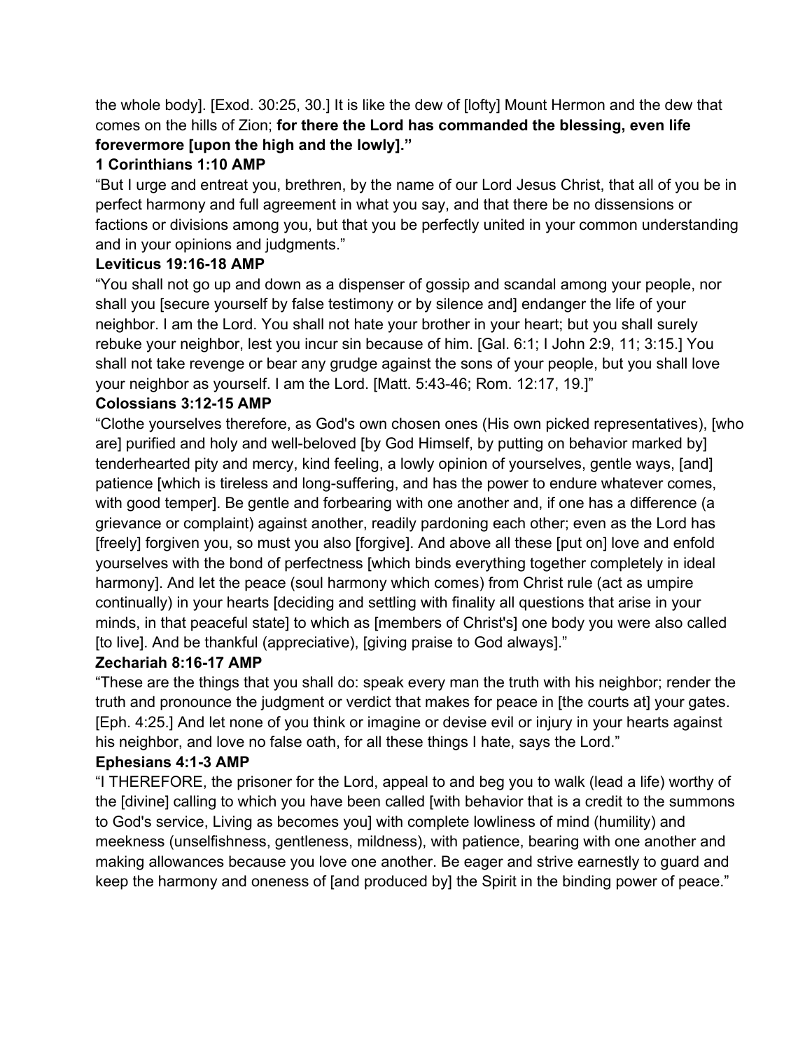the whole body]. [Exod. 30:25, 30.] It is like the dew of [lofty] Mount Hermon and the dew that comes on the hills of Zion; **for there the Lord has commanded the blessing, even life forevermore [upon the high and the lowly].”**

**1 Corinthians 1:10 AMP**

“But I urge and entreat you, brethren, by the name of our Lord Jesus Christ, that all of you be in perfect harmony and full agreement in what you say, and that there be no dissensions or factions or divisions among you, but that you be perfectly united in your common understanding and in your opinions and judgments.”

**Leviticus 19:16-18 AMP**

“You shall not go up and down as a dispenser of gossip and scandal among your people, nor shall you [secure yourself by false testimony or by silence and] endanger the life of your neighbor. I am the Lord. You shall not hate your brother in your heart; but you shall surely rebuke your neighbor, lest you incur sin because of him. [Gal. 6:1; I John 2:9, 11; 3:15.] You shall not take revenge or bear any grudge against the sons of your people, but you shall love your neighbor as yourself. I am the Lord. [Matt. 5:43-46; Rom. 12:17, 19.]”

**Colossians 3:12-15 AMP**

“Clothe yourselves therefore, as God's own chosen ones (His own picked representatives), [who are] purified and holy and well-beloved [by God Himself, by putting on behavior marked by] tenderhearted pity and mercy, kind feeling, a lowly opinion of yourselves, gentle ways, [and] patience [which is tireless and long-suffering, and has the power to endure whatever comes, with good temper]. Be gentle and forbearing with one another and, if one has a difference (a grievance or complaint) against another, readily pardoning each other; even as the Lord has [freely] forgiven you, so must you also [forgive]. And above all these [put on] love and enfold yourselves with the bond of perfectness [which binds everything together completely in ideal harmony]. And let the peace (soul harmony which comes) from Christ rule (act as umpire continually) in your hearts [deciding and settling with finality all questions that arise in your minds, in that peaceful state] to which as [members of Christ's] one body you were also called [to live]. And be thankful (appreciative), [giving praise to God always].”

**Zechariah 8:16-17 AMP**

“These are the things that you shall do: speak every man the truth with his neighbor; render the truth and pronounce the judgment or verdict that makes for peace in [the courts at] your gates. [Eph. 4:25.] And let none of you think or imagine or devise evil or injury in your hearts against his neighbor, and love no false oath, for all these things I hate, says the Lord.”

**Ephesians 4:1-3 AMP**

“I THEREFORE, the prisoner for the Lord, appeal to and beg you to walk (lead a life) worthy of the [divine] calling to which you have been called [with behavior that is a credit to the summons to God's service, Living as becomes you] with complete lowliness of mind (humility) and meekness (unselfishness, gentleness, mildness), with patience, bearing with one another and making allowances because you love one another. Be eager and strive earnestly to guard and keep the harmony and oneness of [and produced by] the Spirit in the binding power of peace.”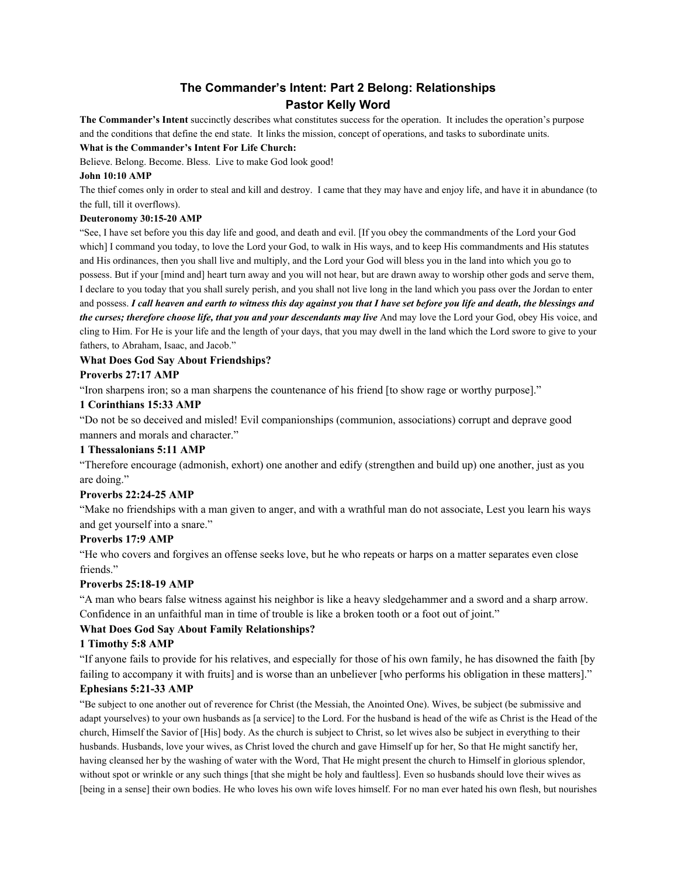# The Commander's Intent: Part 2 Belong: Relationships
# Pastor Kelly Word

**The Commander's Intent** succinctly describes what constitutes success for the operation. It includes the operation's purpose and the conditions that define the end state. It links the mission, concept of operations, and tasks to subordinate units.

**What is the Commander's Intent For Life Church:**

Believe. Belong. Become. Bless. Live to make God look good!

**John 10:10 AMP**

The thief comes only in order to steal and kill and destroy. I came that they may have and enjoy life, and have it in abundance (to the full, till it overflows).

**Deuteronomy 30:15-20 AMP**

"See, I have set before you this day life and good, and death and evil. [If you obey the commandments of the Lord your God which] I command you today, to love the Lord your God, to walk in His ways, and to keep His commandments and His statutes and His ordinances, then you shall live and multiply, and the Lord your God will bless you in the land into which you go to possess. But if your [mind and] heart turn away and you will not hear, but are drawn away to worship other gods and serve them, I declare to you today that you shall surely perish, and you shall not live long in the land which you pass over the Jordan to enter and possess. ***I call heaven and earth to witness this day against you that I have set before you life and death, the blessings and the curses; therefore choose life, that you and your descendants may live*** And may love the Lord your God, obey His voice, and cling to Him. For He is your life and the length of your days, that you may dwell in the land which the Lord swore to give to your fathers, to Abraham, Isaac, and Jacob."

**What Does God Say About Friendships?**

**Proverbs 27:17 AMP**

"Iron sharpens iron; so a man sharpens the countenance of his friend [to show rage or worthy purpose]."

**1 Corinthians 15:33 AMP**

"Do not be so deceived and misled! Evil companionships (communion, associations) corrupt and deprave good manners and morals and character."

**1 Thessalonians 5:11 AMP**

"Therefore encourage (admonish, exhort) one another and edify (strengthen and build up) one another, just as you are doing."

**Proverbs 22:24-25 AMP**

"Make no friendships with a man given to anger, and with a wrathful man do not associate, Lest you learn his ways and get yourself into a snare."

**Proverbs 17:9 AMP**

"He who covers and forgives an offense seeks love, but he who repeats or harps on a matter separates even close friends."

**Proverbs 25:18-19 AMP**

"A man who bears false witness against his neighbor is like a heavy sledgehammer and a sword and a sharp arrow. Confidence in an unfaithful man in time of trouble is like a broken tooth or a foot out of joint."

**What Does God Say About Family Relationships?**

**1 Timothy 5:8 AMP**

"If anyone fails to provide for his relatives, and especially for those of his own family, he has disowned the faith [by failing to accompany it with fruits] and is worse than an unbeliever [who performs his obligation in these matters]."

**Ephesians 5:21-33 AMP**

"Be subject to one another out of reverence for Christ (the Messiah, the Anointed One). Wives, be subject (be submissive and adapt yourselves) to your own husbands as [a service] to the Lord. For the husband is head of the wife as Christ is the Head of the church, Himself the Savior of [His] body. As the church is subject to Christ, so let wives also be subject in everything to their husbands. Husbands, love your wives, as Christ loved the church and gave Himself up for her, So that He might sanctify her, having cleansed her by the washing of water with the Word, That He might present the church to Himself in glorious splendor, without spot or wrinkle or any such things [that she might be holy and faultless]. Even so husbands should love their wives as [being in a sense] their own bodies. He who loves his own wife loves himself. For no man ever hated his own flesh, but nourishes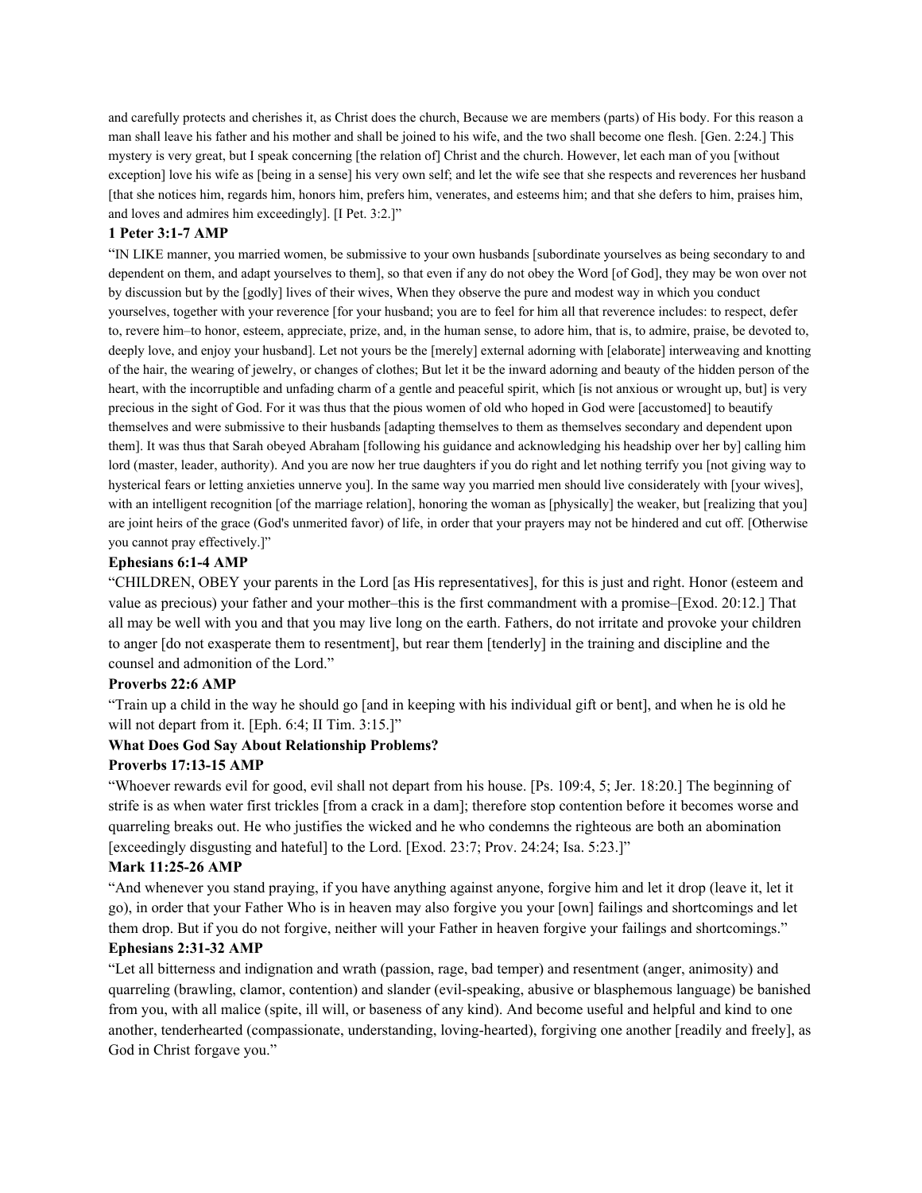and carefully protects and cherishes it, as Christ does the church, Because we are members (parts) of His body. For this reason a man shall leave his father and his mother and shall be joined to his wife, and the two shall become one flesh. [Gen. 2:24.] This mystery is very great, but I speak concerning [the relation of] Christ and the church. However, let each man of you [without exception] love his wife as [being in a sense] his very own self; and let the wife see that she respects and reverences her husband [that she notices him, regards him, honors him, prefers him, venerates, and esteems him; and that she defers to him, praises him, and loves and admires him exceedingly]. [I Pet. 3:2.]"

**1 Peter 3:1-7 AMP**

"IN LIKE manner, you married women, be submissive to your own husbands [subordinate yourselves as being secondary to and dependent on them, and adapt yourselves to them], so that even if any do not obey the Word [of God], they may be won over not by discussion but by the [godly] lives of their wives, When they observe the pure and modest way in which you conduct yourselves, together with your reverence [for your husband; you are to feel for him all that reverence includes: to respect, defer to, revere him–to honor, esteem, appreciate, prize, and, in the human sense, to adore him, that is, to admire, praise, be devoted to, deeply love, and enjoy your husband]. Let not yours be the [merely] external adorning with [elaborate] interweaving and knotting of the hair, the wearing of jewelry, or changes of clothes; But let it be the inward adorning and beauty of the hidden person of the heart, with the incorruptible and unfading charm of a gentle and peaceful spirit, which [is not anxious or wrought up, but] is very precious in the sight of God. For it was thus that the pious women of old who hoped in God were [accustomed] to beautify themselves and were submissive to their husbands [adapting themselves to them as themselves secondary and dependent upon them]. It was thus that Sarah obeyed Abraham [following his guidance and acknowledging his headship over her by] calling him lord (master, leader, authority). And you are now her true daughters if you do right and let nothing terrify you [not giving way to hysterical fears or letting anxieties unnerve you]. In the same way you married men should live considerately with [your wives], with an intelligent recognition [of the marriage relation], honoring the woman as [physically] the weaker, but [realizing that you] are joint heirs of the grace (God's unmerited favor) of life, in order that your prayers may not be hindered and cut off. [Otherwise you cannot pray effectively.]"

**Ephesians 6:1-4 AMP**

"CHILDREN, OBEY your parents in the Lord [as His representatives], for this is just and right. Honor (esteem and value as precious) your father and your mother–this is the first commandment with a promise–[Exod. 20:12.] That all may be well with you and that you may live long on the earth. Fathers, do not irritate and provoke your children to anger [do not exasperate them to resentment], but rear them [tenderly] in the training and discipline and the counsel and admonition of the Lord."

**Proverbs 22:6 AMP**

"Train up a child in the way he should go [and in keeping with his individual gift or bent], and when he is old he will not depart from it. [Eph. 6:4; II Tim. 3:15.]"

**What Does God Say About Relationship Problems?**

**Proverbs 17:13-15 AMP**

"Whoever rewards evil for good, evil shall not depart from his house. [Ps. 109:4, 5; Jer. 18:20.] The beginning of strife is as when water first trickles [from a crack in a dam]; therefore stop contention before it becomes worse and quarreling breaks out. He who justifies the wicked and he who condemns the righteous are both an abomination [exceedingly disgusting and hateful] to the Lord. [Exod. 23:7; Prov. 24:24; Isa. 5:23.]"

**Mark 11:25-26 AMP**

"And whenever you stand praying, if you have anything against anyone, forgive him and let it drop (leave it, let it go), in order that your Father Who is in heaven may also forgive you your [own] failings and shortcomings and let them drop. But if you do not forgive, neither will your Father in heaven forgive your failings and shortcomings."

**Ephesians 2:31-32 AMP**

"Let all bitterness and indignation and wrath (passion, rage, bad temper) and resentment (anger, animosity) and quarreling (brawling, clamor, contention) and slander (evil-speaking, abusive or blasphemous language) be banished from you, with all malice (spite, ill will, or baseness of any kind). And become useful and helpful and kind to one another, tenderhearted (compassionate, understanding, loving-hearted), forgiving one another [readily and freely], as God in Christ forgave you."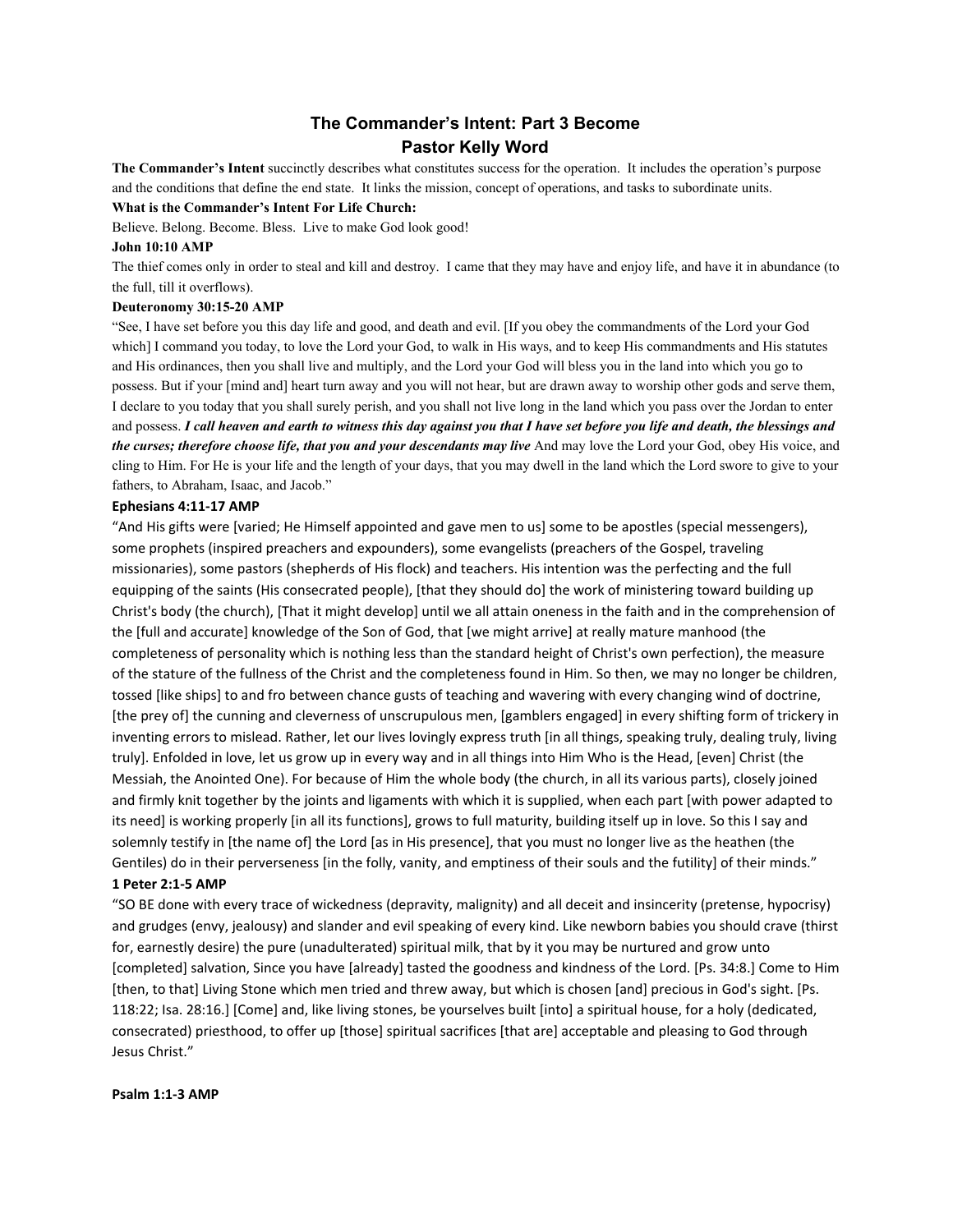## The Commander's Intent: Part 3 Become
## Pastor Kelly Word

**The Commander's Intent** succinctly describes what constitutes success for the operation. It includes the operation's purpose and the conditions that define the end state. It links the mission, concept of operations, and tasks to subordinate units.

**What is the Commander's Intent For Life Church:**

Believe. Belong. Become. Bless. Live to make God look good!

**John 10:10 AMP**

The thief comes only in order to steal and kill and destroy. I came that they may have and enjoy life, and have it in abundance (to the full, till it overflows).

**Deuteronomy 30:15-20 AMP**

"See, I have set before you this day life and good, and death and evil. [If you obey the commandments of the Lord your God which] I command you today, to love the Lord your God, to walk in His ways, and to keep His commandments and His statutes and His ordinances, then you shall live and multiply, and the Lord your God will bless you in the land into which you go to possess. But if your [mind and] heart turn away and you will not hear, but are drawn away to worship other gods and serve them, I declare to you today that you shall surely perish, and you shall not live long in the land which you pass over the Jordan to enter and possess. ***I call heaven and earth to witness this day against you that I have set before you life and death, the blessings and the curses; therefore choose life, that you and your descendants may live*** And may love the Lord your God, obey His voice, and cling to Him. For He is your life and the length of your days, that you may dwell in the land which the Lord swore to give to your fathers, to Abraham, Isaac, and Jacob."

**Ephesians 4:11-17 AMP**

"And His gifts were [varied; He Himself appointed and gave men to us] some to be apostles (special messengers), some prophets (inspired preachers and expounders), some evangelists (preachers of the Gospel, traveling missionaries), some pastors (shepherds of His flock) and teachers. His intention was the perfecting and the full equipping of the saints (His consecrated people), [that they should do] the work of ministering toward building up Christ's body (the church), [That it might develop] until we all attain oneness in the faith and in the comprehension of the [full and accurate] knowledge of the Son of God, that [we might arrive] at really mature manhood (the completeness of personality which is nothing less than the standard height of Christ's own perfection), the measure of the stature of the fullness of the Christ and the completeness found in Him. So then, we may no longer be children, tossed [like ships] to and fro between chance gusts of teaching and wavering with every changing wind of doctrine, [the prey of] the cunning and cleverness of unscrupulous men, [gamblers engaged] in every shifting form of trickery in inventing errors to mislead. Rather, let our lives lovingly express truth [in all things, speaking truly, dealing truly, living truly]. Enfolded in love, let us grow up in every way and in all things into Him Who is the Head, [even] Christ (the Messiah, the Anointed One). For because of Him the whole body (the church, in all its various parts), closely joined and firmly knit together by the joints and ligaments with which it is supplied, when each part [with power adapted to its need] is working properly [in all its functions], grows to full maturity, building itself up in love. So this I say and solemnly testify in [the name of] the Lord [as in His presence], that you must no longer live as the heathen (the Gentiles) do in their perverseness [in the folly, vanity, and emptiness of their souls and the futility] of their minds."

**1 Peter 2:1-5 AMP**

"SO BE done with every trace of wickedness (depravity, malignity) and all deceit and insincerity (pretense, hypocrisy) and grudges (envy, jealousy) and slander and evil speaking of every kind. Like newborn babies you should crave (thirst for, earnestly desire) the pure (unadulterated) spiritual milk, that by it you may be nurtured and grow unto [completed] salvation, Since you have [already] tasted the goodness and kindness of the Lord. [Ps. 34:8.] Come to Him [then, to that] Living Stone which men tried and threw away, but which is chosen [and] precious in God's sight. [Ps. 118:22; Isa. 28:16.] [Come] and, like living stones, be yourselves built [into] a spiritual house, for a holy (dedicated, consecrated) priesthood, to offer up [those] spiritual sacrifices [that are] acceptable and pleasing to God through Jesus Christ."

**Psalm 1:1-3 AMP**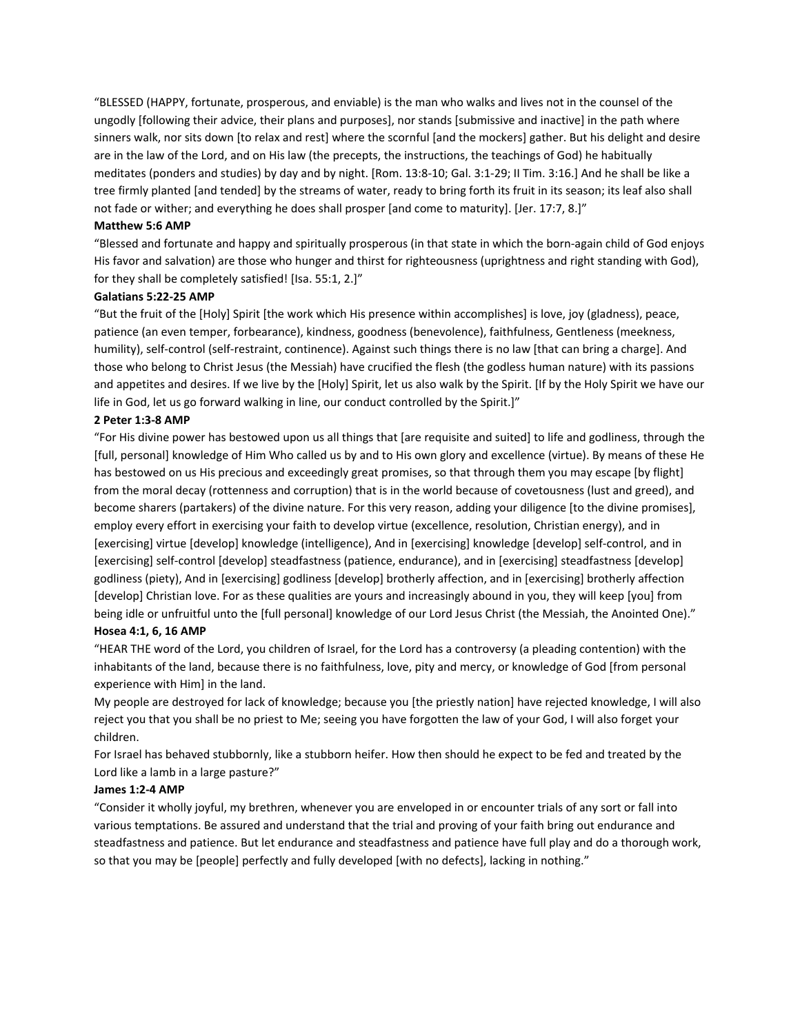"BLESSED (HAPPY, fortunate, prosperous, and enviable) is the man who walks and lives not in the counsel of the ungodly [following their advice, their plans and purposes], nor stands [submissive and inactive] in the path where sinners walk, nor sits down [to relax and rest] where the scornful [and the mockers] gather. But his delight and desire are in the law of the Lord, and on His law (the precepts, the instructions, the teachings of God) he habitually meditates (ponders and studies) by day and by night. [Rom. 13:8-10; Gal. 3:1-29; II Tim. 3:16.] And he shall be like a tree firmly planted [and tended] by the streams of water, ready to bring forth its fruit in its season; its leaf also shall not fade or wither; and everything he does shall prosper [and come to maturity]. [Jer. 17:7, 8.]"

**Matthew 5:6 AMP**

"Blessed and fortunate and happy and spiritually prosperous (in that state in which the born-again child of God enjoys His favor and salvation) are those who hunger and thirst for righteousness (uprightness and right standing with God), for they shall be completely satisfied! [Isa. 55:1, 2.]"

**Galatians 5:22-25 AMP**

"But the fruit of the [Holy] Spirit [the work which His presence within accomplishes] is love, joy (gladness), peace, patience (an even temper, forbearance), kindness, goodness (benevolence), faithfulness, Gentleness (meekness, humility), self-control (self-restraint, continence). Against such things there is no law [that can bring a charge]. And those who belong to Christ Jesus (the Messiah) have crucified the flesh (the godless human nature) with its passions and appetites and desires. If we live by the [Holy] Spirit, let us also walk by the Spirit. [If by the Holy Spirit we have our life in God, let us go forward walking in line, our conduct controlled by the Spirit.]"

**2 Peter 1:3-8 AMP**

"For His divine power has bestowed upon us all things that [are requisite and suited] to life and godliness, through the [full, personal] knowledge of Him Who called us by and to His own glory and excellence (virtue). By means of these He has bestowed on us His precious and exceedingly great promises, so that through them you may escape [by flight] from the moral decay (rottenness and corruption) that is in the world because of covetousness (lust and greed), and become sharers (partakers) of the divine nature. For this very reason, adding your diligence [to the divine promises], employ every effort in exercising your faith to develop virtue (excellence, resolution, Christian energy), and in [exercising] virtue [develop] knowledge (intelligence), And in [exercising] knowledge [develop] self-control, and in [exercising] self-control [develop] steadfastness (patience, endurance), and in [exercising] steadfastness [develop] godliness (piety), And in [exercising] godliness [develop] brotherly affection, and in [exercising] brotherly affection [develop] Christian love. For as these qualities are yours and increasingly abound in you, they will keep [you] from being idle or unfruitful unto the [full personal] knowledge of our Lord Jesus Christ (the Messiah, the Anointed One)."

**Hosea 4:1, 6, 16 AMP**

"HEAR THE word of the Lord, you children of Israel, for the Lord has a controversy (a pleading contention) with the inhabitants of the land, because there is no faithfulness, love, pity and mercy, or knowledge of God [from personal experience with Him] in the land.

My people are destroyed for lack of knowledge; because you [the priestly nation] have rejected knowledge, I will also reject you that you shall be no priest to Me; seeing you have forgotten the law of your God, I will also forget your children.

For Israel has behaved stubbornly, like a stubborn heifer. How then should he expect to be fed and treated by the Lord like a lamb in a large pasture?"

**James 1:2-4 AMP**

"Consider it wholly joyful, my brethren, whenever you are enveloped in or encounter trials of any sort or fall into various temptations. Be assured and understand that the trial and proving of your faith bring out endurance and steadfastness and patience. But let endurance and steadfastness and patience have full play and do a thorough work, so that you may be [people] perfectly and fully developed [with no defects], lacking in nothing."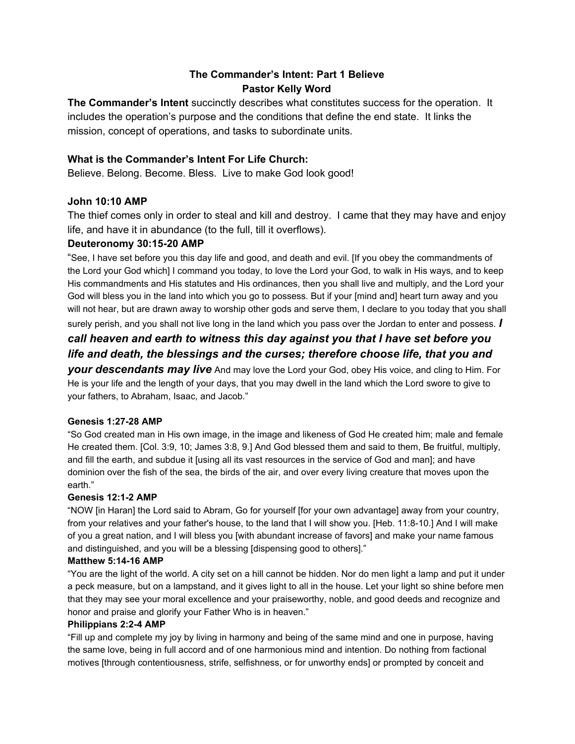## The Commander's Intent: Part 1 Believe
## Pastor Kelly Word

**The Commander's Intent** succinctly describes what constitutes success for the operation. It includes the operation's purpose and the conditions that define the end state. It links the mission, concept of operations, and tasks to subordinate units.

### What is the Commander's Intent For Life Church:

Believe. Belong. Become. Bless. Live to make God look good!

### John 10:10 AMP

The thief comes only in order to steal and kill and destroy. I came that they may have and enjoy life, and have it in abundance (to the full, till it overflows).

### Deuteronomy 30:15-20 AMP

"See, I have set before you this day life and good, and death and evil. [If you obey the commandments of the Lord your God which] I command you today, to love the Lord your God, to walk in His ways, and to keep His commandments and His statutes and His ordinances, then you shall live and multiply, and the Lord your God will bless you in the land into which you go to possess. But if your [mind and] heart turn away and you will not hear, but are drawn away to worship other gods and serve them, I declare to you today that you shall surely perish, and you shall not live long in the land which you pass over the Jordan to enter and possess. ***I call heaven and earth to witness this day against you that I have set before you life and death, the blessings and the curses; therefore choose life, that you and your descendants may live*** And may love the Lord your God, obey His voice, and cling to Him. For He is your life and the length of your days, that you may dwell in the land which the Lord swore to give to your fathers, to Abraham, Isaac, and Jacob."

**Genesis 1:27-28 AMP**

"So God created man in His own image, in the image and likeness of God He created him; male and female He created them. [Col. 3:9, 10; James 3:8, 9.] And God blessed them and said to them, Be fruitful, multiply, and fill the earth, and subdue it [using all its vast resources in the service of God and man]; and have dominion over the fish of the sea, the birds of the air, and over every living creature that moves upon the earth."

**Genesis 12:1-2 AMP**

"NOW [in Haran] the Lord said to Abram, Go for yourself [for your own advantage] away from your country, from your relatives and your father's house, to the land that I will show you. [Heb. 11:8-10.] And I will make of you a great nation, and I will bless you [with abundant increase of favors] and make your name famous and distinguished, and you will be a blessing [dispensing good to others]."

**Matthew 5:14-16 AMP**

"You are the light of the world. A city set on a hill cannot be hidden. Nor do men light a lamp and put it under a peck measure, but on a lampstand, and it gives light to all in the house. Let your light so shine before men that they may see your moral excellence and your praiseworthy, noble, and good deeds and recognize and honor and praise and glorify your Father Who is in heaven."

**Philippians 2:2-4 AMP**

"Fill up and complete my joy by living in harmony and being of the same mind and one in purpose, having the same love, being in full accord and of one harmonious mind and intention. Do nothing from factional motives [through contentiousness, strife, selfishness, or for unworthy ends] or prompted by conceit and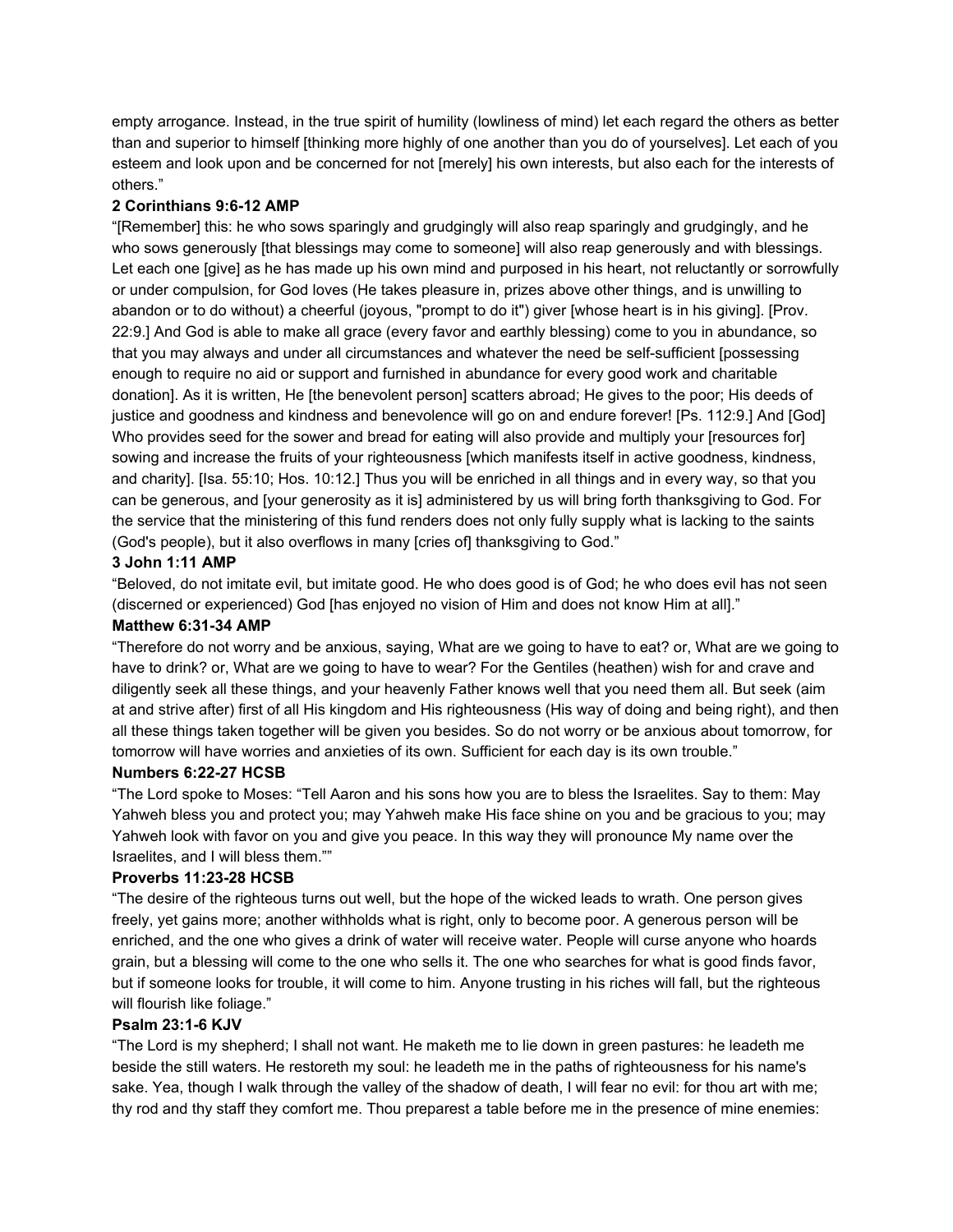empty arrogance. Instead, in the true spirit of humility (lowliness of mind) let each regard the others as better than and superior to himself [thinking more highly of one another than you do of yourselves]. Let each of you esteem and look upon and be concerned for not [merely] his own interests, but also each for the interests of others."

**2 Corinthians 9:6-12 AMP**

"[Remember] this: he who sows sparingly and grudgingly will also reap sparingly and grudgingly, and he who sows generously [that blessings may come to someone] will also reap generously and with blessings. Let each one [give] as he has made up his own mind and purposed in his heart, not reluctantly or sorrowfully or under compulsion, for God loves (He takes pleasure in, prizes above other things, and is unwilling to abandon or to do without) a cheerful (joyous, "prompt to do it") giver [whose heart is in his giving]. [Prov. 22:9.] And God is able to make all grace (every favor and earthly blessing) come to you in abundance, so that you may always and under all circumstances and whatever the need be self-sufficient [possessing enough to require no aid or support and furnished in abundance for every good work and charitable donation]. As it is written, He [the benevolent person] scatters abroad; He gives to the poor; His deeds of justice and goodness and kindness and benevolence will go on and endure forever! [Ps. 112:9.] And [God] Who provides seed for the sower and bread for eating will also provide and multiply your [resources for] sowing and increase the fruits of your righteousness [which manifests itself in active goodness, kindness, and charity]. [Isa. 55:10; Hos. 10:12.] Thus you will be enriched in all things and in every way, so that you can be generous, and [your generosity as it is] administered by us will bring forth thanksgiving to God. For the service that the ministering of this fund renders does not only fully supply what is lacking to the saints (God's people), but it also overflows in many [cries of] thanksgiving to God."

**3 John 1:11 AMP**

"Beloved, do not imitate evil, but imitate good. He who does good is of God; he who does evil has not seen (discerned or experienced) God [has enjoyed no vision of Him and does not know Him at all]."

**Matthew 6:31-34 AMP**

"Therefore do not worry and be anxious, saying, What are we going to have to eat? or, What are we going to have to drink? or, What are we going to have to wear? For the Gentiles (heathen) wish for and crave and diligently seek all these things, and your heavenly Father knows well that you need them all. But seek (aim at and strive after) first of all His kingdom and His righteousness (His way of doing and being right), and then all these things taken together will be given you besides. So do not worry or be anxious about tomorrow, for tomorrow will have worries and anxieties of its own. Sufficient for each day is its own trouble."

**Numbers 6:22-27 HCSB**

"The Lord spoke to Moses: "Tell Aaron and his sons how you are to bless the Israelites. Say to them: May Yahweh bless you and protect you; may Yahweh make His face shine on you and be gracious to you; may Yahweh look with favor on you and give you peace. In this way they will pronounce My name over the Israelites, and I will bless them.""

**Proverbs 11:23-28 HCSB**

"The desire of the righteous turns out well, but the hope of the wicked leads to wrath. One person gives freely, yet gains more; another withholds what is right, only to become poor. A generous person will be enriched, and the one who gives a drink of water will receive water. People will curse anyone who hoards grain, but a blessing will come to the one who sells it. The one who searches for what is good finds favor, but if someone looks for trouble, it will come to him. Anyone trusting in his riches will fall, but the righteous will flourish like foliage."

**Psalm 23:1-6 KJV**

"The Lord is my shepherd; I shall not want. He maketh me to lie down in green pastures: he leadeth me beside the still waters. He restoreth my soul: he leadeth me in the paths of righteousness for his name's sake. Yea, though I walk through the valley of the shadow of death, I will fear no evil: for thou art with me; thy rod and thy staff they comfort me. Thou preparest a table before me in the presence of mine enemies: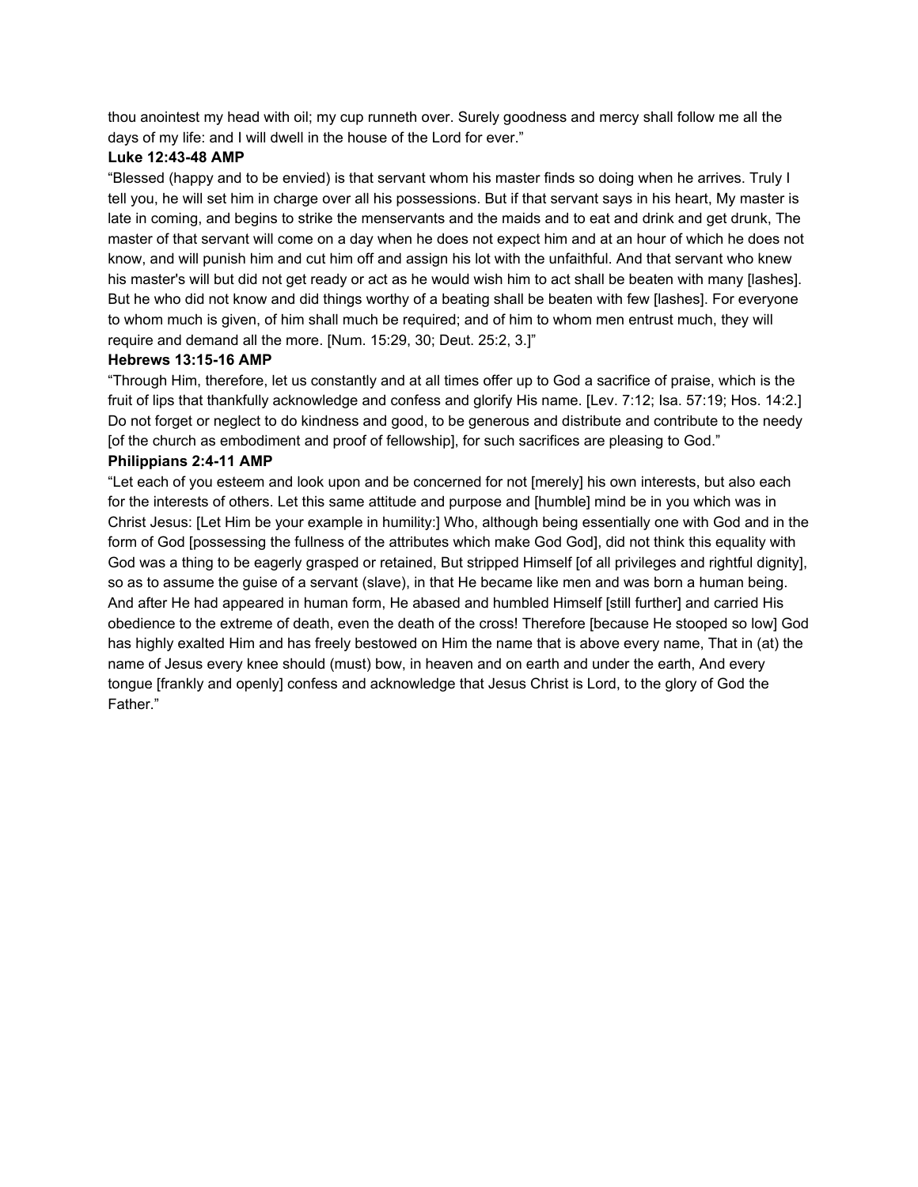thou anointest my head with oil; my cup runneth over. Surely goodness and mercy shall follow me all the days of my life: and I will dwell in the house of the Lord for ever."

**Luke 12:43-48 AMP**

"Blessed (happy and to be envied) is that servant whom his master finds so doing when he arrives. Truly I tell you, he will set him in charge over all his possessions. But if that servant says in his heart, My master is late in coming, and begins to strike the menservants and the maids and to eat and drink and get drunk, The master of that servant will come on a day when he does not expect him and at an hour of which he does not know, and will punish him and cut him off and assign his lot with the unfaithful. And that servant who knew his master's will but did not get ready or act as he would wish him to act shall be beaten with many [lashes]. But he who did not know and did things worthy of a beating shall be beaten with few [lashes]. For everyone to whom much is given, of him shall much be required; and of him to whom men entrust much, they will require and demand all the more. [Num. 15:29, 30; Deut. 25:2, 3.]"

**Hebrews 13:15-16 AMP**

"Through Him, therefore, let us constantly and at all times offer up to God a sacrifice of praise, which is the fruit of lips that thankfully acknowledge and confess and glorify His name. [Lev. 7:12; Isa. 57:19; Hos. 14:2.] Do not forget or neglect to do kindness and good, to be generous and distribute and contribute to the needy [of the church as embodiment and proof of fellowship], for such sacrifices are pleasing to God."

**Philippians 2:4-11 AMP**

"Let each of you esteem and look upon and be concerned for not [merely] his own interests, but also each for the interests of others. Let this same attitude and purpose and [humble] mind be in you which was in Christ Jesus: [Let Him be your example in humility:] Who, although being essentially one with God and in the form of God [possessing the fullness of the attributes which make God God], did not think this equality with God was a thing to be eagerly grasped or retained, But stripped Himself [of all privileges and rightful dignity], so as to assume the guise of a servant (slave), in that He became like men and was born a human being. And after He had appeared in human form, He abased and humbled Himself [still further] and carried His obedience to the extreme of death, even the death of the cross! Therefore [because He stooped so low] God has highly exalted Him and has freely bestowed on Him the name that is above every name, That in (at) the name of Jesus every knee should (must) bow, in heaven and on earth and under the earth, And every tongue [frankly and openly] confess and acknowledge that Jesus Christ is Lord, to the glory of God the Father."